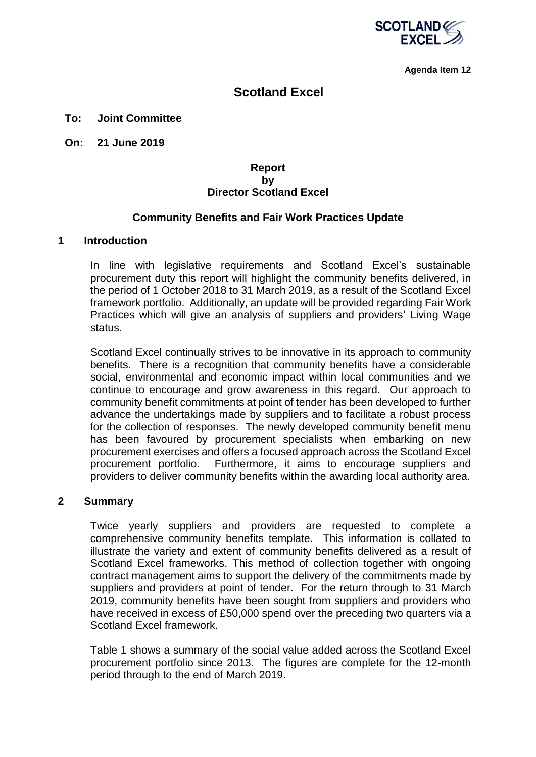**Agenda Item 12**

# Scotland Excel

**To: Joint Committee**

**On: 21 June 2019**

**Report**
**by**
**Director Scotland Excel**

**Community Benefits and Fair Work Practices Update**

## 1 Introduction

In line with legislative requirements and Scotland Excel's sustainable procurement duty this report will highlight the community benefits delivered, in the period of 1 October 2018 to 31 March 2019, as a result of the Scotland Excel framework portfolio. Additionally, an update will be provided regarding Fair Work Practices which will give an analysis of suppliers and providers' Living Wage status.

Scotland Excel continually strives to be innovative in its approach to community benefits. There is a recognition that community benefits have a considerable social, environmental and economic impact within local communities and we continue to encourage and grow awareness in this regard. Our approach to community benefit commitments at point of tender has been developed to further advance the undertakings made by suppliers and to facilitate a robust process for the collection of responses. The newly developed community benefit menu has been favoured by procurement specialists when embarking on new procurement exercises and offers a focused approach across the Scotland Excel procurement portfolio. Furthermore, it aims to encourage suppliers and providers to deliver community benefits within the awarding local authority area.

## 2 Summary

Twice yearly suppliers and providers are requested to complete a comprehensive community benefits template. This information is collated to illustrate the variety and extent of community benefits delivered as a result of Scotland Excel frameworks. This method of collection together with ongoing contract management aims to support the delivery of the commitments made by suppliers and providers at point of tender. For the return through to 31 March 2019, community benefits have been sought from suppliers and providers who have received in excess of £50,000 spend over the preceding two quarters via a Scotland Excel framework.

Table 1 shows a summary of the social value added across the Scotland Excel procurement portfolio since 2013. The figures are complete for the 12-month period through to the end of March 2019.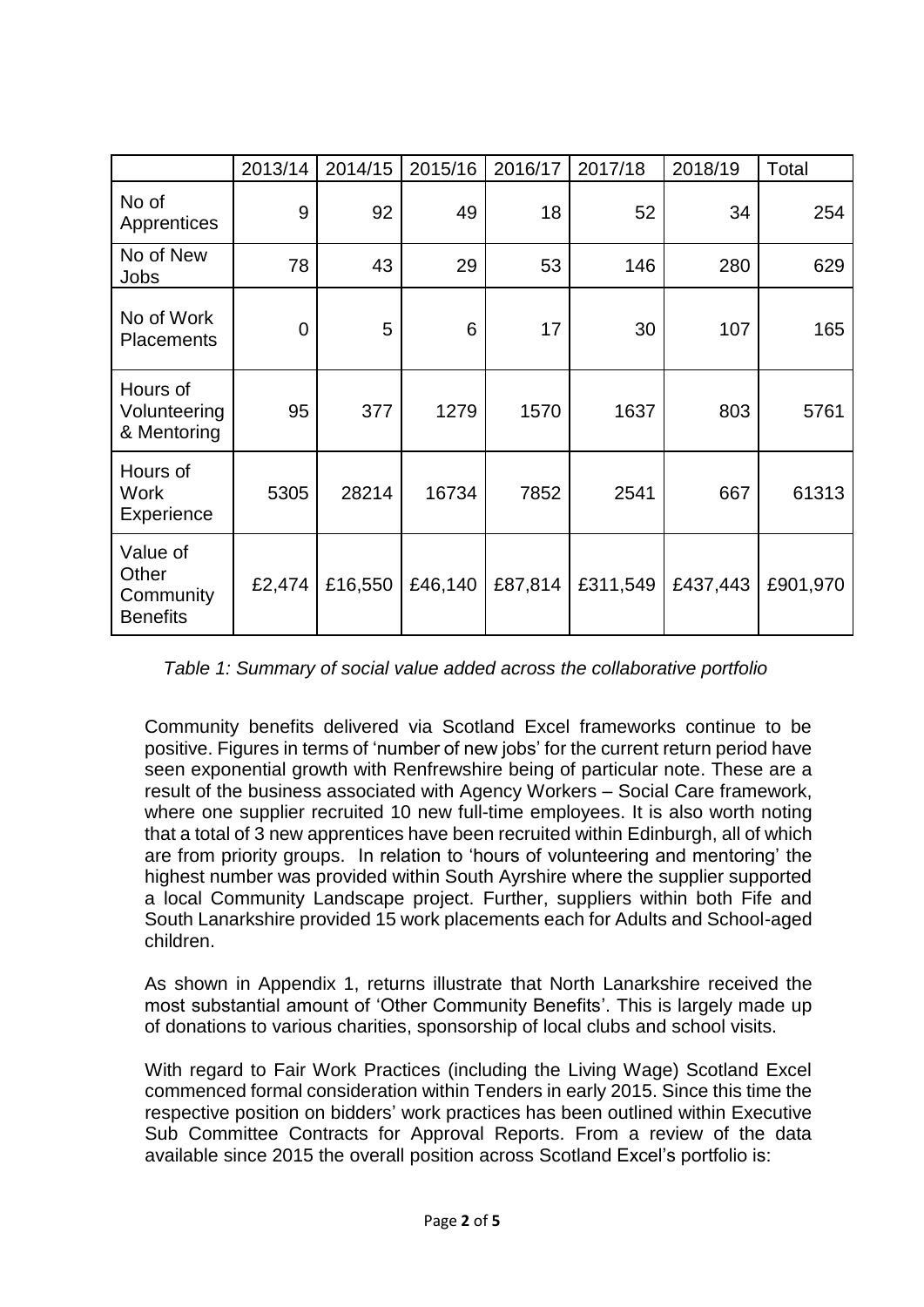| | 2013/14 | 2014/15 | 2015/16 | 2016/17 | 2017/18 | 2018/19 | Total |
|---|---|---|---|---|---|---|---|
| No of Apprentices | 9 | 92 | 49 | 18 | 52 | 34 | 254 |
| No of New Jobs | 78 | 43 | 29 | 53 | 146 | 280 | 629 |
| No of Work Placements | 0 | 5 | 6 | 17 | 30 | 107 | 165 |
| Hours of Volunteering & Mentoring | 95 | 377 | 1279 | 1570 | 1637 | 803 | 5761 |
| Hours of Work Experience | 5305 | 28214 | 16734 | 7852 | 2541 | 667 | 61313 |
| Value of Other Community Benefits | £2,474 | £16,550 | £46,140 | £87,814 | £311,549 | £437,443 | £901,970 |

*Table 1: Summary of social value added across the collaborative portfolio*

Community benefits delivered via Scotland Excel frameworks continue to be positive. Figures in terms of 'number of new jobs' for the current return period have seen exponential growth with Renfrewshire being of particular note. These are a result of the business associated with Agency Workers – Social Care framework, where one supplier recruited 10 new full-time employees. It is also worth noting that a total of 3 new apprentices have been recruited within Edinburgh, all of which are from priority groups. In relation to 'hours of volunteering and mentoring' the highest number was provided within South Ayrshire where the supplier supported a local Community Landscape project. Further, suppliers within both Fife and South Lanarkshire provided 15 work placements each for Adults and School-aged children.

As shown in Appendix 1, returns illustrate that North Lanarkshire received the most substantial amount of 'Other Community Benefits'. This is largely made up of donations to various charities, sponsorship of local clubs and school visits.

With regard to Fair Work Practices (including the Living Wage) Scotland Excel commenced formal consideration within Tenders in early 2015. Since this time the respective position on bidders' work practices has been outlined within Executive Sub Committee Contracts for Approval Reports. From a review of the data available since 2015 the overall position across Scotland Excel's portfolio is: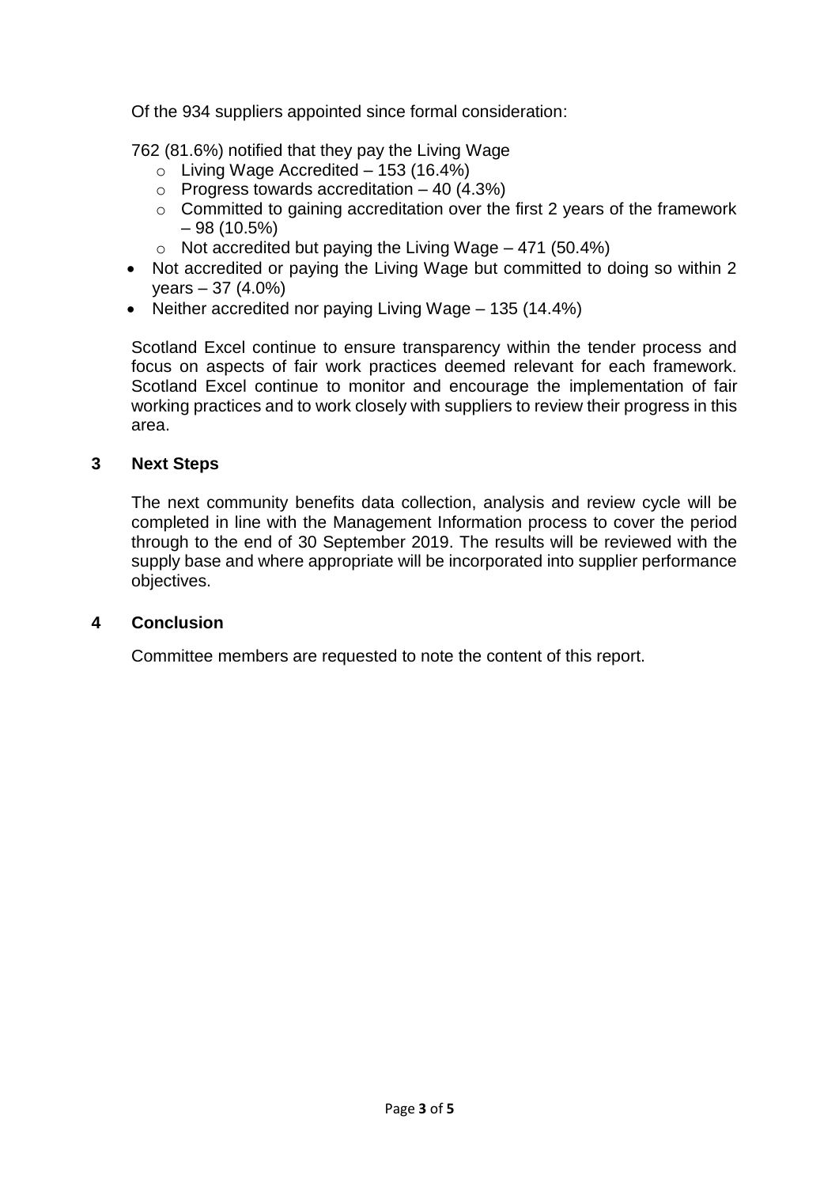Of the 934 suppliers appointed since formal consideration:

762 (81.6%) notified that they pay the Living Wage

  - Living Wage Accredited – 153 (16.4%)
  - Progress towards accreditation – 40 (4.3%)
  - Committed to gaining accreditation over the first 2 years of the framework – 98 (10.5%)
  - Not accredited but paying the Living Wage – 471 (50.4%)

- Not accredited or paying the Living Wage but committed to doing so within 2 years – 37 (4.0%)
- Neither accredited nor paying Living Wage – 135 (14.4%)

Scotland Excel continue to ensure transparency within the tender process and focus on aspects of fair work practices deemed relevant for each framework. Scotland Excel continue to monitor and encourage the implementation of fair working practices and to work closely with suppliers to review their progress in this area.

## 3 Next Steps

The next community benefits data collection, analysis and review cycle will be completed in line with the Management Information process to cover the period through to the end of 30 September 2019. The results will be reviewed with the supply base and where appropriate will be incorporated into supplier performance objectives.

## 4 Conclusion

Committee members are requested to note the content of this report.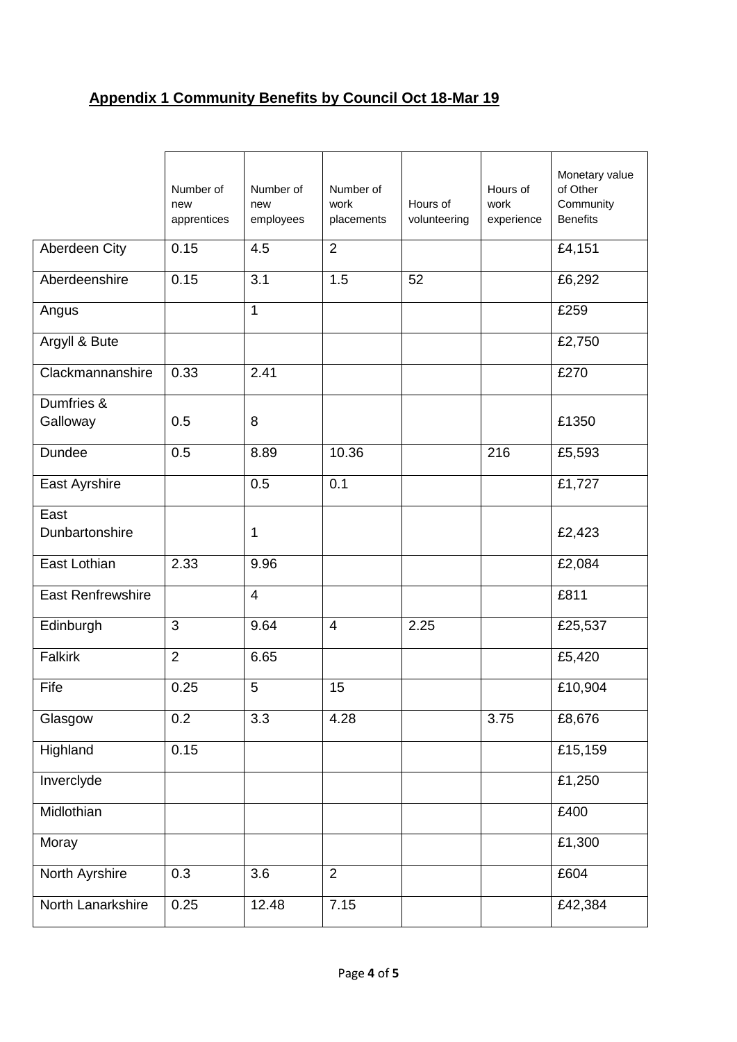## Appendix 1 Community Benefits by Council Oct 18-Mar 19

| | Number of new apprentices | Number of new employees | Number of work placements | Hours of volunteering | Hours of work experience | Monetary value of Other Community Benefits |
|---|---|---|---|---|---|---|
| Aberdeen City | 0.15 | 4.5 | 2 | | | £4,151 |
| Aberdeenshire | 0.15 | 3.1 | 1.5 | 52 | | £6,292 |
| Angus | | 1 | | | | £259 |
| Argyll & Bute | | | | | | £2,750 |
| Clackmannanshire | 0.33 | 2.41 | | | | £270 |
| Dumfries & Galloway | 0.5 | 8 | | | | £1350 |
| Dundee | 0.5 | 8.89 | 10.36 | | 216 | £5,593 |
| East Ayrshire | | 0.5 | 0.1 | | | £1,727 |
| East Dunbartonshire | | 1 | | | | £2,423 |
| East Lothian | 2.33 | 9.96 | | | | £2,084 |
| East Renfrewshire | | 4 | | | | £811 |
| Edinburgh | 3 | 9.64 | 4 | 2.25 | | £25,537 |
| Falkirk | 2 | 6.65 | | | | £5,420 |
| Fife | 0.25 | 5 | 15 | | | £10,904 |
| Glasgow | 0.2 | 3.3 | 4.28 | | 3.75 | £8,676 |
| Highland | 0.15 | | | | | £15,159 |
| Inverclyde | | | | | | £1,250 |
| Midlothian | | | | | | £400 |
| Moray | | | | | | £1,300 |
| North Ayrshire | 0.3 | 3.6 | 2 | | | £604 |
| North Lanarkshire | 0.25 | 12.48 | 7.15 | | | £42,384 |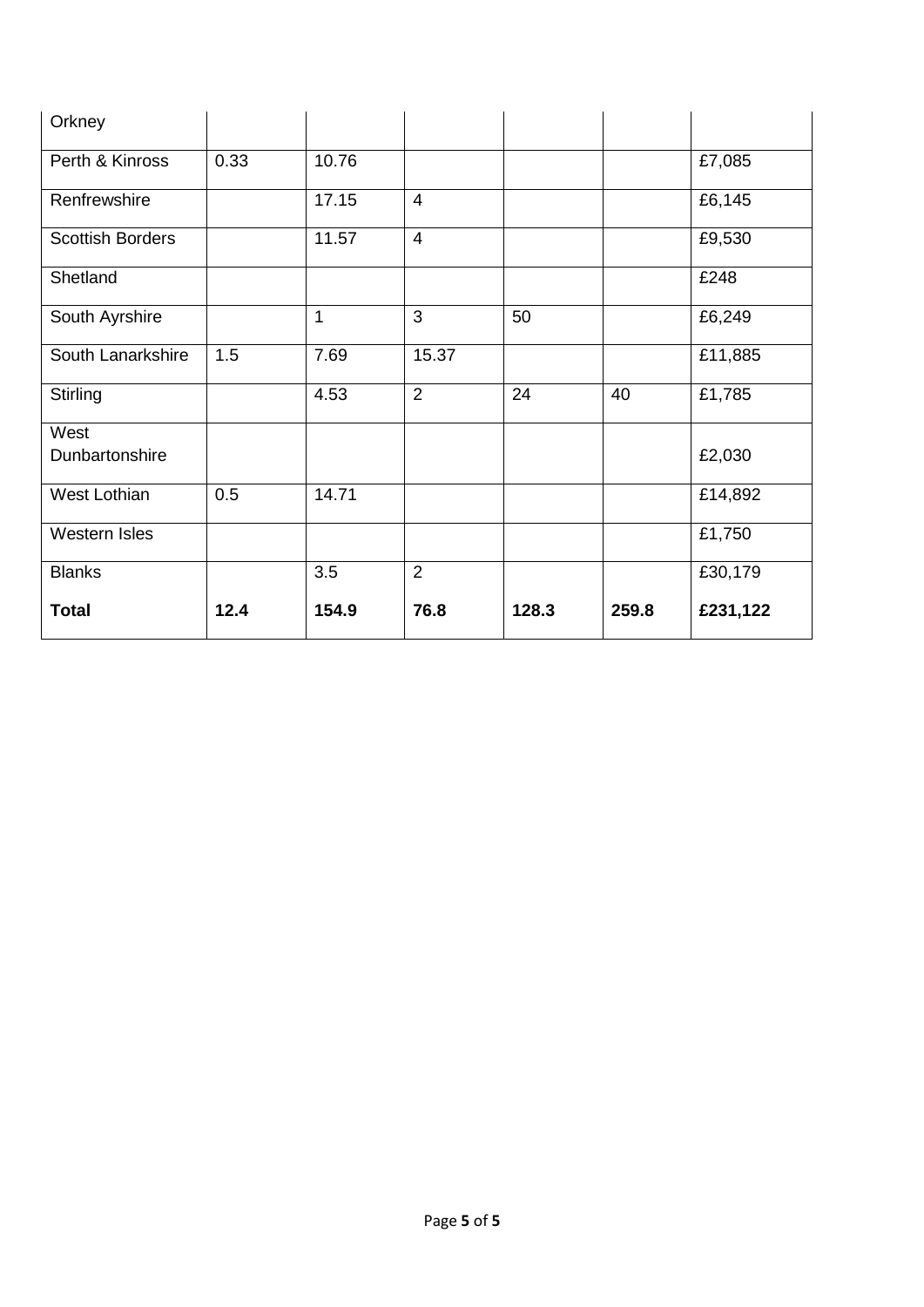| | | | | | | |
|---|---|---|---|---|---|---|
| Orkney | | | | | | |
| Perth & Kinross | 0.33 | 10.76 | | | | £7,085 |
| Renfrewshire | | 17.15 | 4 | | | £6,145 |
| Scottish Borders | | 11.57 | 4 | | | £9,530 |
| Shetland | | | | | | £248 |
| South Ayrshire | | 1 | 3 | 50 | | £6,249 |
| South Lanarkshire | 1.5 | 7.69 | 15.37 | | | £11,885 |
| Stirling | | 4.53 | 2 | 24 | 40 | £1,785 |
| West Dunbartonshire | | | | | | £2,030 |
| West Lothian | 0.5 | 14.71 | | | | £14,892 |
| Western Isles | | | | | | £1,750 |
| Blanks | | 3.5 | 2 | | | £30,179 |
| **Total** | **12.4** | **154.9** | **76.8** | **128.3** | **259.8** | **£231,122** |